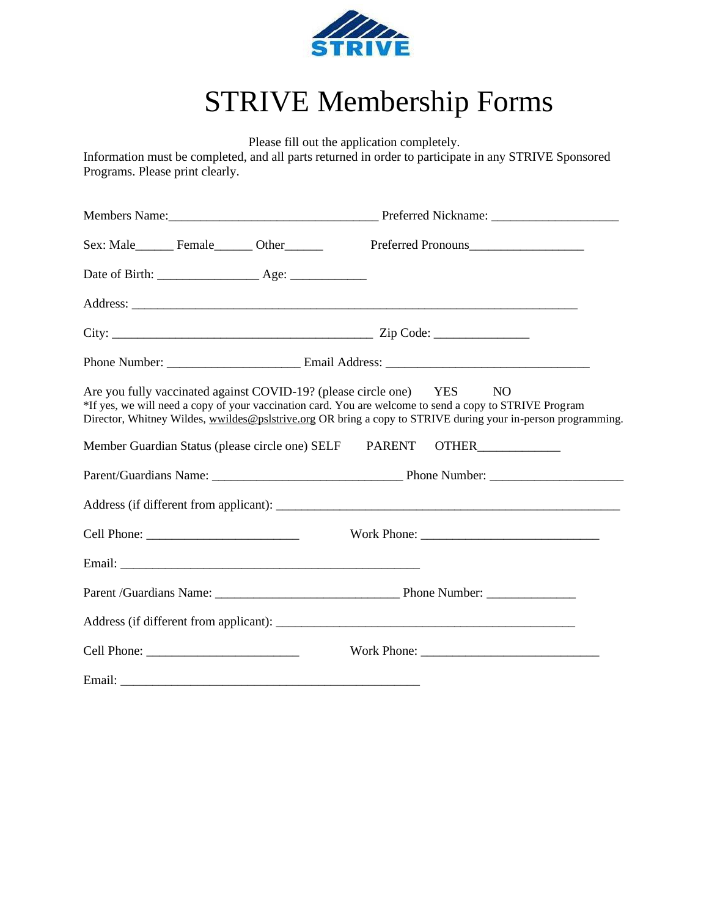# STRIVE Membership Forms

Please fill out the application completely.

Information must be completed, and all parts returned in order to participate in any STRIVE Sponsored Programs. Please print clearly.

Members Name:________________________________ Preferred Nickname: ___________________

Sex: Male______ Female______ Other______ Preferred Pronouns_________________

Date of Birth: _______________ Age: ___________

Address: ____________________________________________________________________

City: ________________________________________ Zip Code: ______________

Phone Number: ____________________ Email Address: ______________________________

Are you fully vaccinated against COVID-19? (please circle one) YES NO

*If yes, we will need a copy of your vaccination card. You are welcome to send a copy to STRIVE Program Director, Whitney Wildes, wwildes@pslstrive.org OR bring a copy to STRIVE during your in-person programming.

Member Guardian Status (please circle one) SELF PARENT OTHER____________

Parent/Guardians Name: _____________________________ Phone Number: ___________________

Address (if different from applicant): ____________________________________________________

Cell Phone: _______________________ Work Phone: ___________________________

Email: ______________________________________________

Parent /Guardians Name: ____________________________ Phone Number: _____________

Address (if different from applicant): _____________________________________________

Cell Phone: _______________________ Work Phone: ___________________________

Email: ______________________________________________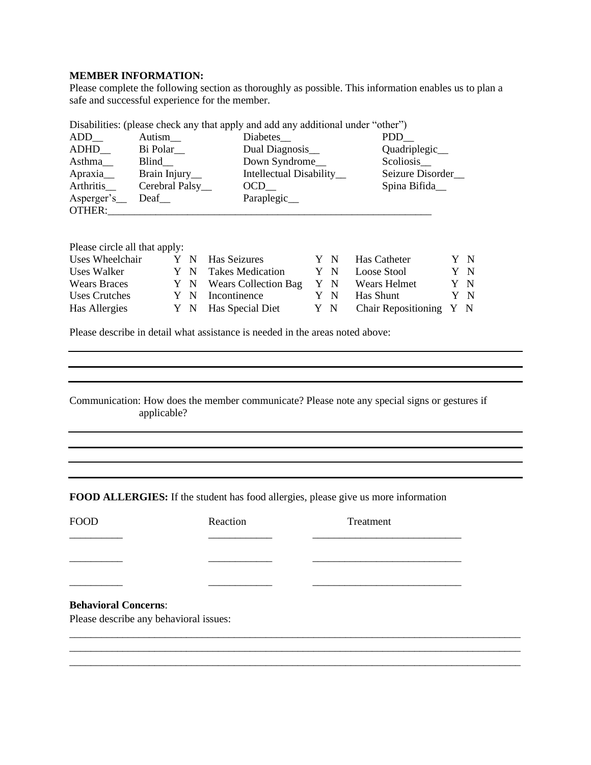**MEMBER INFORMATION:**
Please complete the following section as thoroughly as possible. This information enables us to plan a safe and successful experience for the member.

Disabilities: (please check any that apply and add any additional under "other")

| | | | |
|---|---|---|---|
| ADD__ | Autism__ | Diabetes__ | PDD__ |
| ADHD__ | Bi Polar__ | Dual Diagnosis__ | Quadriplegic__ |
| Asthma__ | Blind__ | Down Syndrome__ | Scoliosis__ |
| Apraxia__ | Brain Injury__ | Intellectual Disability__ | Seizure Disorder__ |
| Arthritis__ | Cerebral Palsy__ | OCD__ | Spina Bifida__ |
| Asperger's__ | Deaf__ | Paraplegic__ | |

OTHER:_______________________________________________________________

Please circle all that apply:

| | | | | | |
|---|---|---|---|---|---|
| Uses Wheelchair | Y N | Has Seizures | Y N | Has Catheter | Y N |
| Uses Walker | Y N | Takes Medication | Y N | Loose Stool | Y N |
| Wears Braces | Y N | Wears Collection Bag | Y N | Wears Helmet | Y N |
| Uses Crutches | Y N | Incontinence | Y N | Has Shunt | Y N |
| Has Allergies | Y N | Has Special Diet | Y N | Chair Repositioning | Y N |

Please describe in detail what assistance is needed in the areas noted above:

___________________________________________________________________________

___________________________________________________________________________

___________________________________________________________________________

Communication: How does the member communicate? Please note any special signs or gestures if applicable?

___________________________________________________________________________

___________________________________________________________________________

___________________________________________________________________________

___________________________________________________________________________

**FOOD ALLERGIES:** If the student has food allergies, please give us more information

| FOOD | Reaction | Treatment |
|---|---|---|
| __________ | ____________ | ____________________________ |
| __________ | ____________ | ____________________________ |
| __________ | ____________ | ____________________________ |

**Behavioral Concerns**:
Please describe any behavioral issues:

___________________________________________________________________________

___________________________________________________________________________

___________________________________________________________________________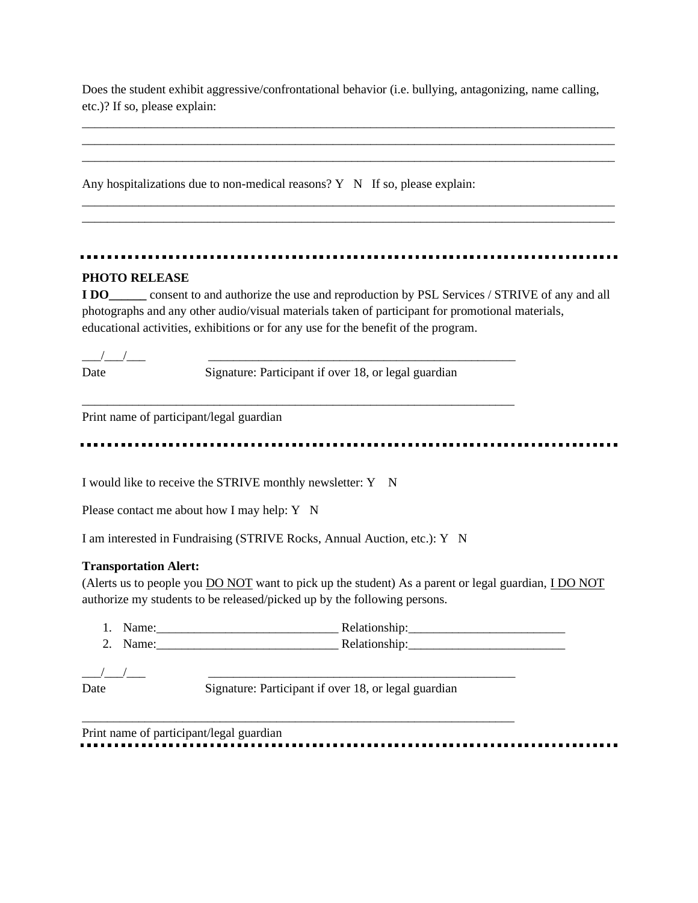Does the student exhibit aggressive/confrontational behavior (i.e. bullying, antagonizing, name calling, etc.)? If so, please explain:

_______________________________________________________________________________________
_______________________________________________________________________________________
_______________________________________________________________________________________

Any hospitalizations due to non-medical reasons? Y N If so, please explain:

_______________________________________________________________________________________
_______________________________________________________________________________________

---

**PHOTO RELEASE**

**I DO______** consent to and authorize the use and reproduction by PSL Services / STRIVE of any and all photographs and any other audio/visual materials taken of participant for promotional materials, educational activities, exhibitions or for any use for the benefit of the program.

___/___/___ ____________________________________________________

Date Signature: Participant if over 18, or legal guardian

_______________________________________________________________________

Print name of participant/legal guardian

---

I would like to receive the STRIVE monthly newsletter: Y N

Please contact me about how I may help: Y N

I am interested in Fundraising (STRIVE Rocks, Annual Auction, etc.): Y N

**Transportation Alert:**

(Alerts us to people you DO NOT want to pick up the student) As a parent or legal guardian, I DO NOT authorize my students to be released/picked up by the following persons.

1. Name:_____________________________ Relationship:_________________________
2. Name:_____________________________ Relationship:_________________________

___/___/___ ____________________________________________________

Date Signature: Participant if over 18, or legal guardian

_______________________________________________________________________

Print name of participant/legal guardian

---